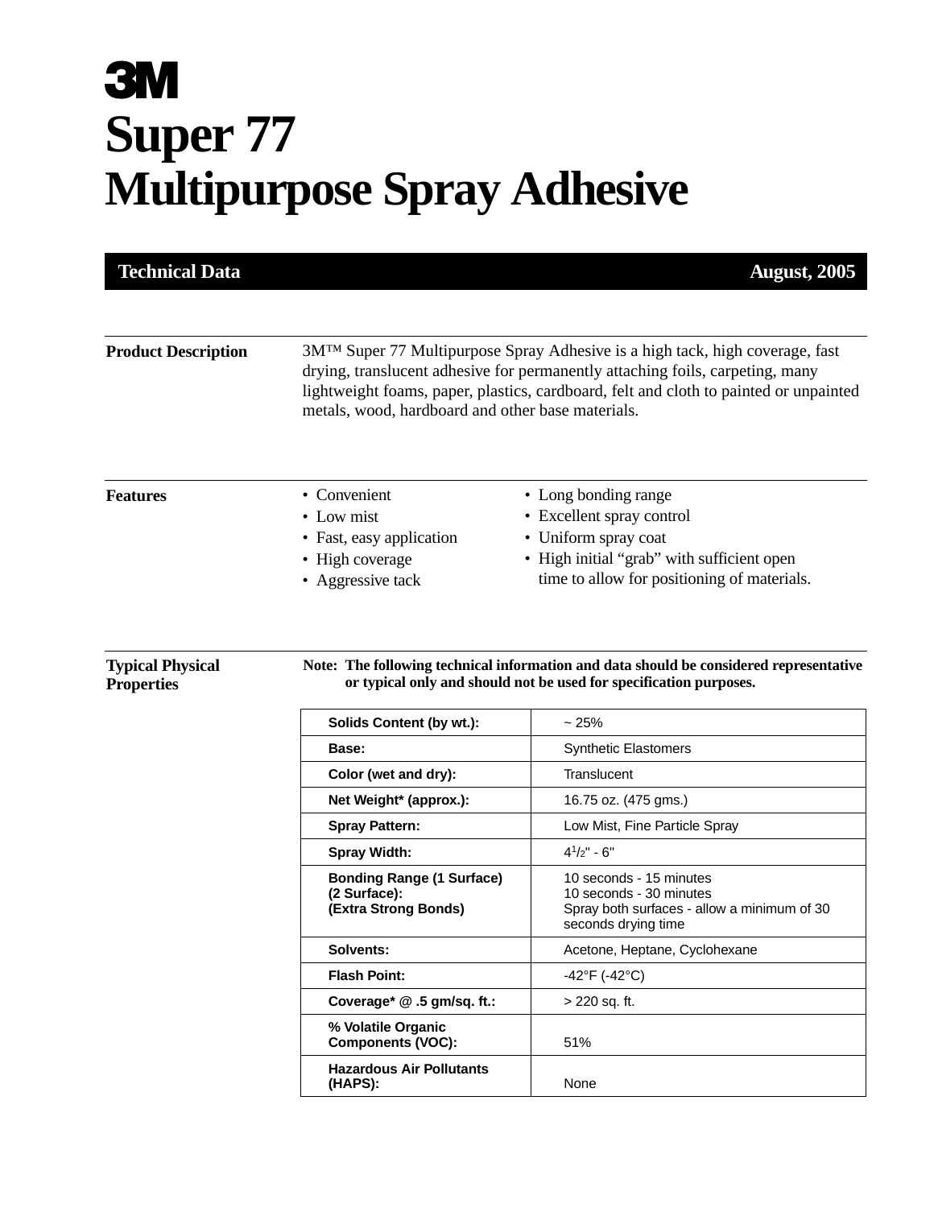# 3M

# Super 77 Multipurpose Spray Adhesive

**Technical Data** — **August, 2005**

## Product Description

3M™ Super 77 Multipurpose Spray Adhesive is a high tack, high coverage, fast drying, translucent adhesive for permanently attaching foils, carpeting, many lightweight foams, paper, plastics, cardboard, felt and cloth to painted or unpainted metals, wood, hardboard and other base materials.

## Features

- Convenient
- Low mist
- Fast, easy application
- High coverage
- Aggressive tack
- Long bonding range
- Excellent spray control
- Uniform spray coat
- High initial "grab" with sufficient open time to allow for positioning of materials.

## Typical Physical Properties

**Note: The following technical information and data should be considered representative or typical only and should not be used for specification purposes.**

| Property | Value |
|---|---|
| **Solids Content (by wt.):** | ~ 25% |
| **Base:** | Synthetic Elastomers |
| **Color (wet and dry):** | Translucent |
| **Net Weight* (approx.):** | 16.75 oz. (475 gms.) |
| **Spray Pattern:** | Low Mist, Fine Particle Spray |
| **Spray Width:** | 4 1/2" - 6" |
| **Bonding Range (1 Surface)** | 10 seconds - 15 minutes |
| **(2 Surface):** | 10 seconds - 30 minutes |
| **(Extra Strong Bonds)** | Spray both surfaces - allow a minimum of 30 seconds drying time |
| **Solvents:** | Acetone, Heptane, Cyclohexane |
| **Flash Point:** | -42°F (-42°C) |
| **Coverage* @ .5 gm/sq. ft.:** | > 220 sq. ft. |
| **% Volatile Organic Components (VOC):** | 51% |
| **Hazardous Air Pollutants (HAPS):** | None |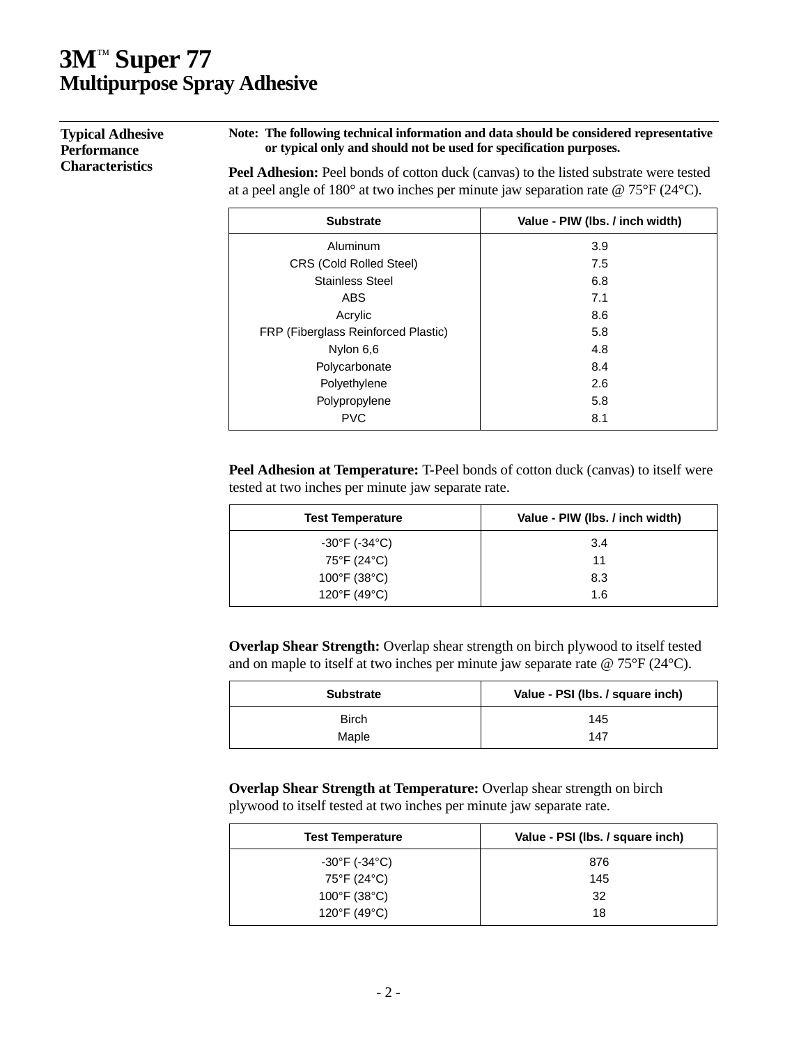# 3M™ Super 77
## Multipurpose Spray Adhesive

### Typical Adhesive Performance Characteristics

**Note: The following technical information and data should be considered representative or typical only and should not be used for specification purposes.**

**Peel Adhesion:** Peel bonds of cotton duck (canvas) to the listed substrate were tested at a peel angle of 180° at two inches per minute jaw separation rate @ 75°F (24°C).

| Substrate | Value - PIW (lbs. / inch width) |
|---|---|
| Aluminum | 3.9 |
| CRS (Cold Rolled Steel) | 7.5 |
| Stainless Steel | 6.8 |
| ABS | 7.1 |
| Acrylic | 8.6 |
| FRP (Fiberglass Reinforced Plastic) | 5.8 |
| Nylon 6,6 | 4.8 |
| Polycarbonate | 8.4 |
| Polyethylene | 2.6 |
| Polypropylene | 5.8 |
| PVC | 8.1 |

**Peel Adhesion at Temperature:** T-Peel bonds of cotton duck (canvas) to itself were tested at two inches per minute jaw separate rate.

| Test Temperature | Value - PIW (lbs. / inch width) |
|---|---|
| -30°F (-34°C) | 3.4 |
| 75°F (24°C) | 11 |
| 100°F (38°C) | 8.3 |
| 120°F (49°C) | 1.6 |

**Overlap Shear Strength:** Overlap shear strength on birch plywood to itself tested and on maple to itself at two inches per minute jaw separate rate @ 75°F (24°C).

| Substrate | Value - PSI (lbs. / square inch) |
|---|---|
| Birch | 145 |
| Maple | 147 |

**Overlap Shear Strength at Temperature:** Overlap shear strength on birch plywood to itself tested at two inches per minute jaw separate rate.

| Test Temperature | Value - PSI (lbs. / square inch) |
|---|---|
| -30°F (-34°C) | 876 |
| 75°F (24°C) | 145 |
| 100°F (38°C) | 32 |
| 120°F (49°C) | 18 |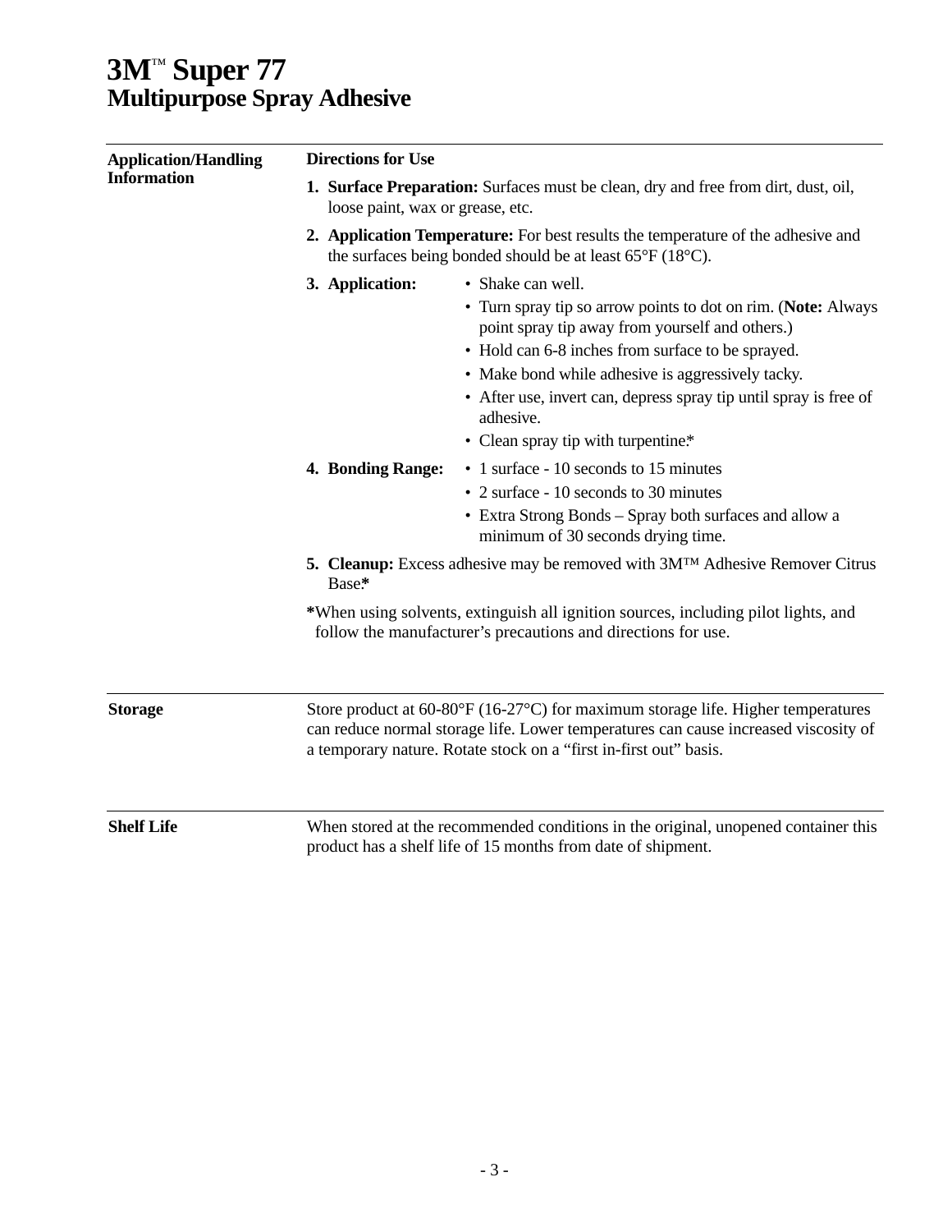# 3M™ Super 77
## Multipurpose Spray Adhesive

### Application/Handling Information

**Directions for Use**

1. **Surface Preparation:** Surfaces must be clean, dry and free from dirt, dust, oil, loose paint, wax or grease, etc.
2. **Application Temperature:** For best results the temperature of the adhesive and the surfaces being bonded should be at least 65°F (18°C).
3. **Application:**
   - Shake can well.
   - Turn spray tip so arrow points to dot on rim. (**Note:** Always point spray tip away from yourself and others.)
   - Hold can 6-8 inches from surface to be sprayed.
   - Make bond while adhesive is aggressively tacky.
   - After use, invert can, depress spray tip until spray is free of adhesive.
   - Clean spray tip with turpentine.*
4. **Bonding Range:**
   - 1 surface - 10 seconds to 15 minutes
   - 2 surface - 10 seconds to 30 minutes
   - Extra Strong Bonds – Spray both surfaces and allow a minimum of 30 seconds drying time.
5. **Cleanup:** Excess adhesive may be removed with 3M™ Adhesive Remover Citrus Base.*

***When using solvents, extinguish all ignition sources, including pilot lights, and follow the manufacturer's precautions and directions for use.

### Storage

Store product at 60-80°F (16-27°C) for maximum storage life. Higher temperatures can reduce normal storage life. Lower temperatures can cause increased viscosity of a temporary nature. Rotate stock on a "first in-first out" basis.

### Shelf Life

When stored at the recommended conditions in the original, unopened container this product has a shelf life of 15 months from date of shipment.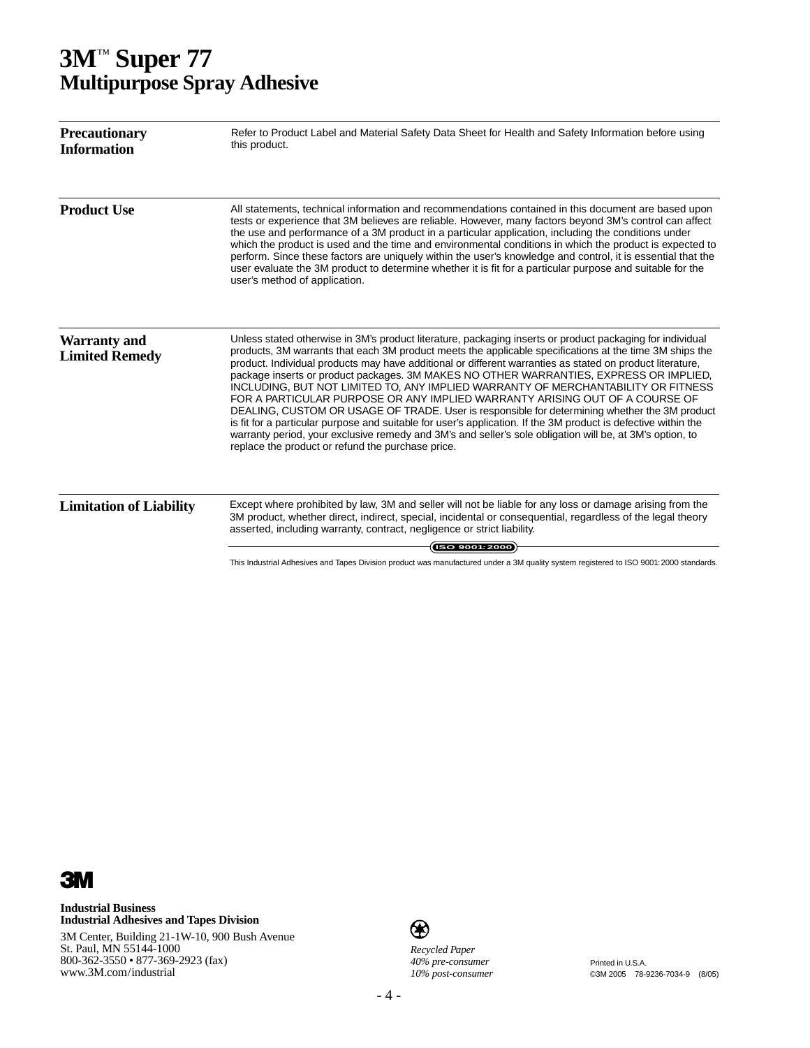# 3M™ Super 77
# Multipurpose Spray Adhesive

## Precautionary Information

Refer to Product Label and Material Safety Data Sheet for Health and Safety Information before using this product.

## Product Use

All statements, technical information and recommendations contained in this document are based upon tests or experience that 3M believes are reliable. However, many factors beyond 3M's control can affect the use and performance of a 3M product in a particular application, including the conditions under which the product is used and the time and environmental conditions in which the product is expected to perform. Since these factors are uniquely within the user's knowledge and control, it is essential that the user evaluate the 3M product to determine whether it is fit for a particular purpose and suitable for the user's method of application.

## Warranty and Limited Remedy

Unless stated otherwise in 3M's product literature, packaging inserts or product packaging for individual products, 3M warrants that each 3M product meets the applicable specifications at the time 3M ships the product. Individual products may have additional or different warranties as stated on product literature, package inserts or product packages. 3M MAKES NO OTHER WARRANTIES, EXPRESS OR IMPLIED, INCLUDING, BUT NOT LIMITED TO, ANY IMPLIED WARRANTY OF MERCHANTABILITY OR FITNESS FOR A PARTICULAR PURPOSE OR ANY IMPLIED WARRANTY ARISING OUT OF A COURSE OF DEALING, CUSTOM OR USAGE OF TRADE. User is responsible for determining whether the 3M product is fit for a particular purpose and suitable for user's application. If the 3M product is defective within the warranty period, your exclusive remedy and 3M's and seller's sole obligation will be, at 3M's option, to replace the product or refund the purchase price.

## Limitation of Liability

Except where prohibited by law, 3M and seller will not be liable for any loss or damage arising from the 3M product, whether direct, indirect, special, incidental or consequential, regardless of the legal theory asserted, including warranty, contract, negligence or strict liability.

ISO 9001:2000

This Industrial Adhesives and Tapes Division product was manufactured under a 3M quality system registered to ISO 9001:2000 standards.

3M

**Industrial Business**
**Industrial Adhesives and Tapes Division**

3M Center, Building 21-1W-10, 900 Bush Avenue
St. Paul, MN 55144-1000
800-362-3550 • 877-369-2923 (fax)
www.3M.com/industrial

*Recycled Paper*
*40% pre-consumer*
*10% post-consumer*

Printed in U.S.A.
©3M 2005 78-9236-7034-9 (8/05)